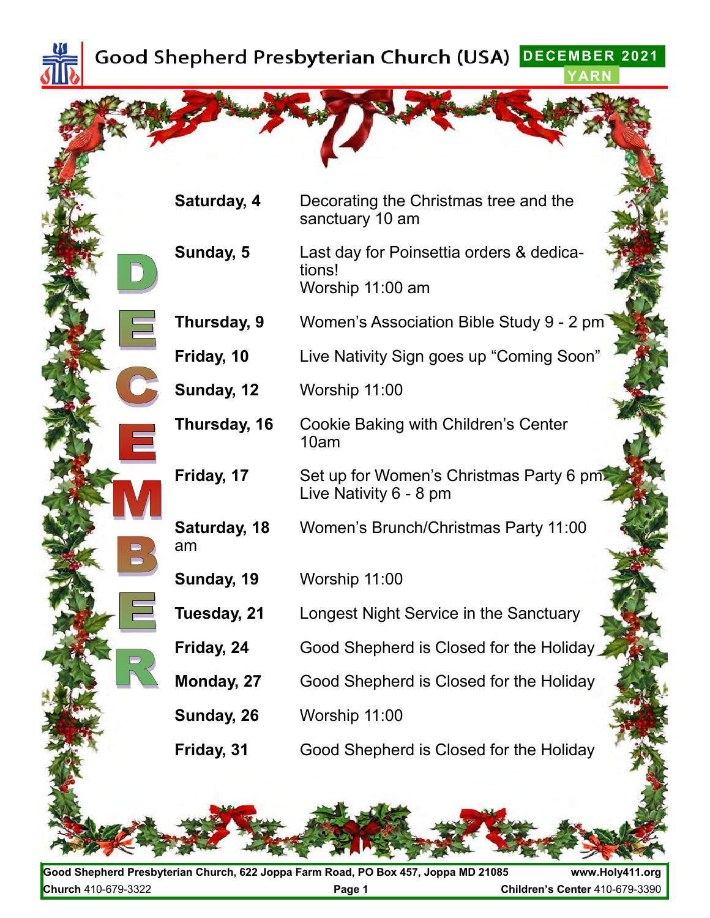# Good Shepherd Presbyterian Church (USA)

**DECEMBER 2021**
**YARN**

## DECEMBER

| | |
|---|---|
| **Saturday, 4** | Decorating the Christmas tree and the sanctuary 10 am |
| **Sunday, 5** | Last day for Poinsettia orders & dedications!<br>Worship 11:00 am |
| **Thursday, 9** | Women's Association Bible Study 9 - 2 pm |
| **Friday, 10** | Live Nativity Sign goes up "Coming Soon" |
| **Sunday, 12** | Worship 11:00 |
| **Thursday, 16** | Cookie Baking with Children's Center 10am |
| **Friday, 17** | Set up for Women's Christmas Party 6 pm<br>Live Nativity 6 - 8 pm |
| **Saturday, 18** am | Women's Brunch/Christmas Party 11:00 |
| **Sunday, 19** | Worship 11:00 |
| **Tuesday, 21** | Longest Night Service in the Sanctuary |
| **Friday, 24** | Good Shepherd is Closed for the Holiday |
| **Monday, 27** | Good Shepherd is Closed for the Holiday |
| **Sunday, 26** | Worship 11:00 |
| **Friday, 31** | Good Shepherd is Closed for the Holiday |

**Good Shepherd Presbyterian Church, 622 Joppa Farm Road, PO Box 457, Joppa MD 21085** **www.Holy411.org**
**Church** 410-679-3322 **Children's Center** 410-679-3390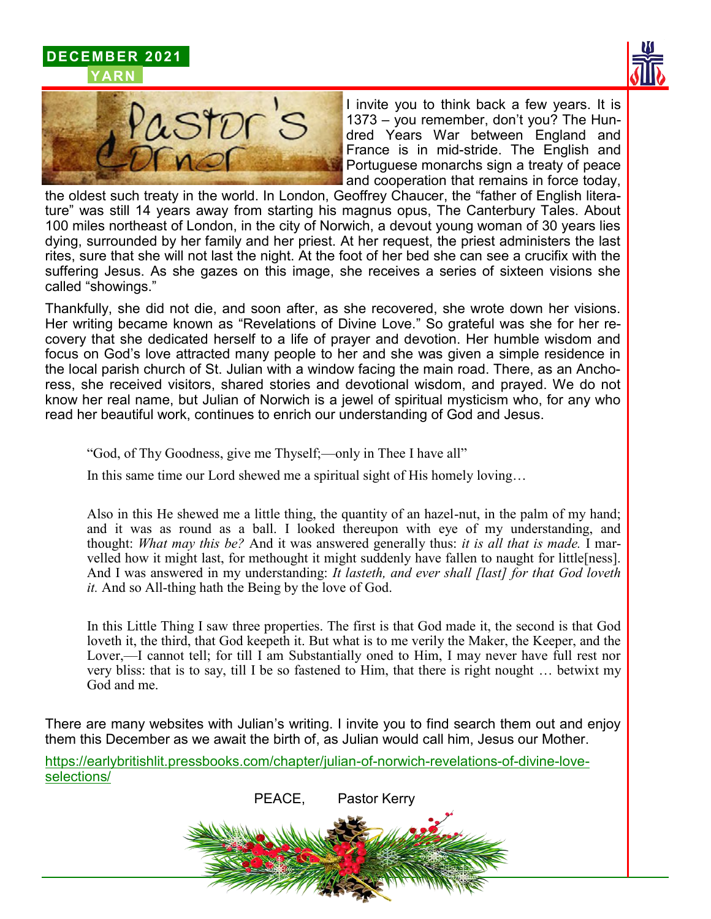DECEMBER 2021
YARN

# Pastor's Corner

I invite you to think back a few years. It is 1373 – you remember, don't you? The Hundred Years War between England and France is in mid-stride. The English and Portuguese monarchs sign a treaty of peace and cooperation that remains in force today, the oldest such treaty in the world. In London, Geoffrey Chaucer, the "father of English literature" was still 14 years away from starting his magnus opus, The Canterbury Tales. About 100 miles northeast of London, in the city of Norwich, a devout young woman of 30 years lies dying, surrounded by her family and her priest. At her request, the priest administers the last rites, sure that she will not last the night. At the foot of her bed she can see a crucifix with the suffering Jesus. As she gazes on this image, she receives a series of sixteen visions she called "showings."

Thankfully, she did not die, and soon after, as she recovered, she wrote down her visions. Her writing became known as "Revelations of Divine Love." So grateful was she for her recovery that she dedicated herself to a life of prayer and devotion. Her humble wisdom and focus on God's love attracted many people to her and she was given a simple residence in the local parish church of St. Julian with a window facing the main road. There, as an Anchoress, she received visitors, shared stories and devotional wisdom, and prayed. We do not know her real name, but Julian of Norwich is a jewel of spiritual mysticism who, for any who read her beautiful work, continues to enrich our understanding of God and Jesus.

> "God, of Thy Goodness, give me Thyself;—only in Thee I have all"
>
> In this same time our Lord shewed me a spiritual sight of His homely loving…
>
> Also in this He shewed me a little thing, the quantity of an hazel-nut, in the palm of my hand; and it was as round as a ball. I looked thereupon with eye of my understanding, and thought: *What may this be?* And it was answered generally thus: *it is all that is made.* I marvelled how it might last, for methought it might suddenly have fallen to naught for little[ness]. And I was answered in my understanding: *It lasteth, and ever shall [last] for that God loveth it.* And so All-thing hath the Being by the love of God.
>
> In this Little Thing I saw three properties. The first is that God made it, the second is that God loveth it, the third, that God keepeth it. But what is to me verily the Maker, the Keeper, and the Lover,—I cannot tell; for till I am Substantially oned to Him, I may never have full rest nor very bliss: that is to say, till I be so fastened to Him, that there is right nought … betwixt my God and me.

There are many websites with Julian's writing. I invite you to find search them out and enjoy them this December as we await the birth of, as Julian would call him, Jesus our Mother.

https://earlybritishlit.pressbooks.com/chapter/julian-of-norwich-revelations-of-divine-love-selections/

PEACE, Pastor Kerry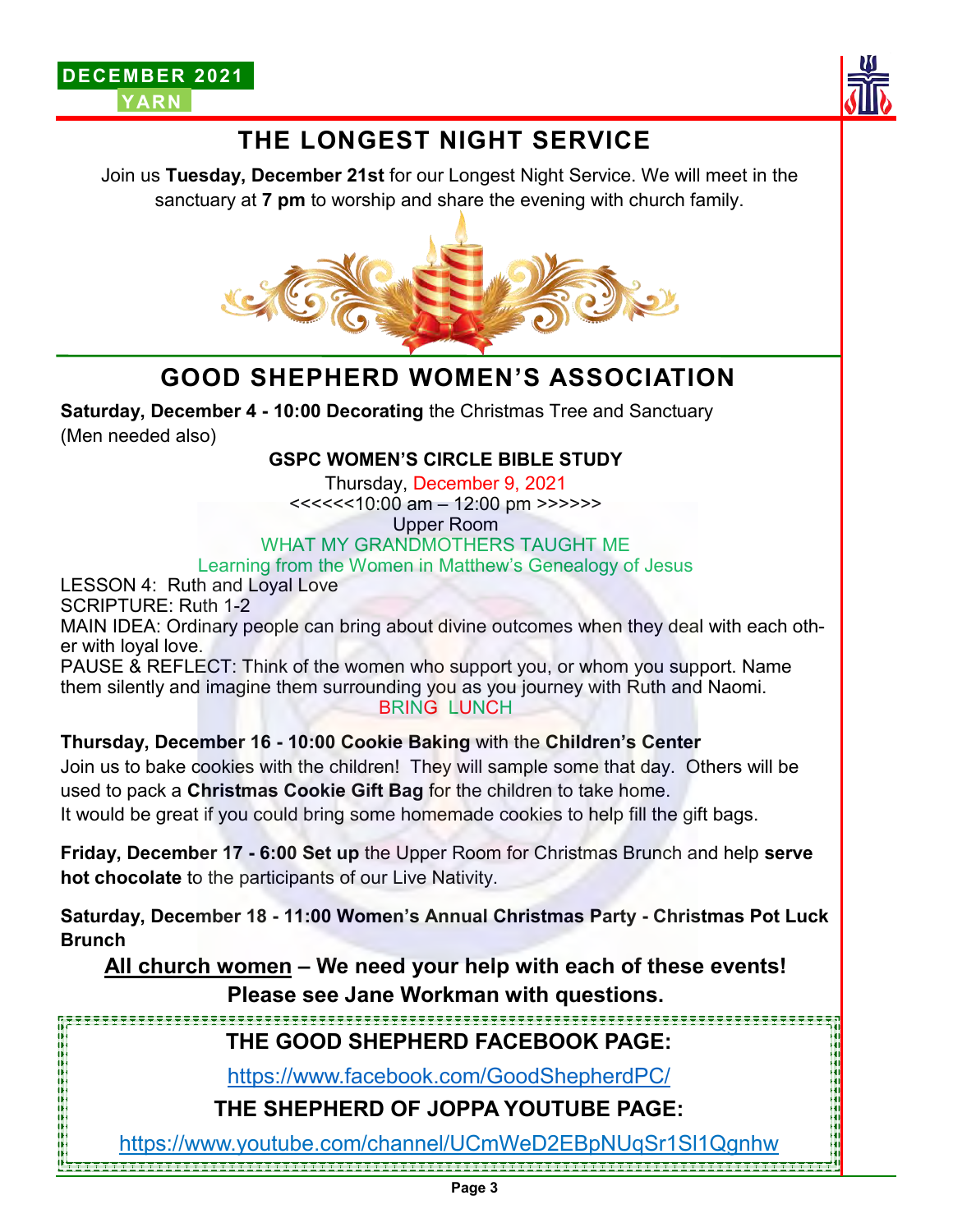## THE LONGEST NIGHT SERVICE

Join us **Tuesday, December 21st** for our Longest Night Service. We will meet in the sanctuary at **7 pm** to worship and share the evening with church family.

## GOOD SHEPHERD WOMEN'S ASSOCIATION

**Saturday, December 4 - 10:00 Decorating** the Christmas Tree and Sanctuary (Men needed also)

**GSPC WOMEN'S CIRCLE BIBLE STUDY**

Thursday, December 9, 2021
<<<<<<10:00 am – 12:00 pm >>>>>>
Upper Room

WHAT MY GRANDMOTHERS TAUGHT ME
Learning from the Women in Matthew's Genealogy of Jesus

LESSON 4: Ruth and Loyal Love
SCRIPTURE: Ruth 1-2
MAIN IDEA: Ordinary people can bring about divine outcomes when they deal with each other with loyal love.
PAUSE & REFLECT: Think of the women who support you, or whom you support. Name them silently and imagine them surrounding you as you journey with Ruth and Naomi.

BRING LUNCH

**Thursday, December 16 - 10:00 Cookie Baking** with the **Children's Center**
Join us to bake cookies with the children! They will sample some that day. Others will be used to pack a **Christmas Cookie Gift Bag** for the children to take home.
It would be great if you could bring some homemade cookies to help fill the gift bags.

**Friday, December 17 - 6:00 Set up** the Upper Room for Christmas Brunch and help **serve hot chocolate** to the participants of our Live Nativity.

**Saturday, December 18 - 11:00 Women's Annual Christmas Party - Christmas Pot Luck Brunch**

**All church women – We need your help with each of these events!**
**Please see Jane Workman with questions.**

**THE GOOD SHEPHERD FACEBOOK PAGE:**

https://www.facebook.com/GoodShepherdPC/

**THE SHEPHERD OF JOPPA YOUTUBE PAGE:**

https://www.youtube.com/channel/UCmWeD2EBpNUqSr1Sl1Qgnhw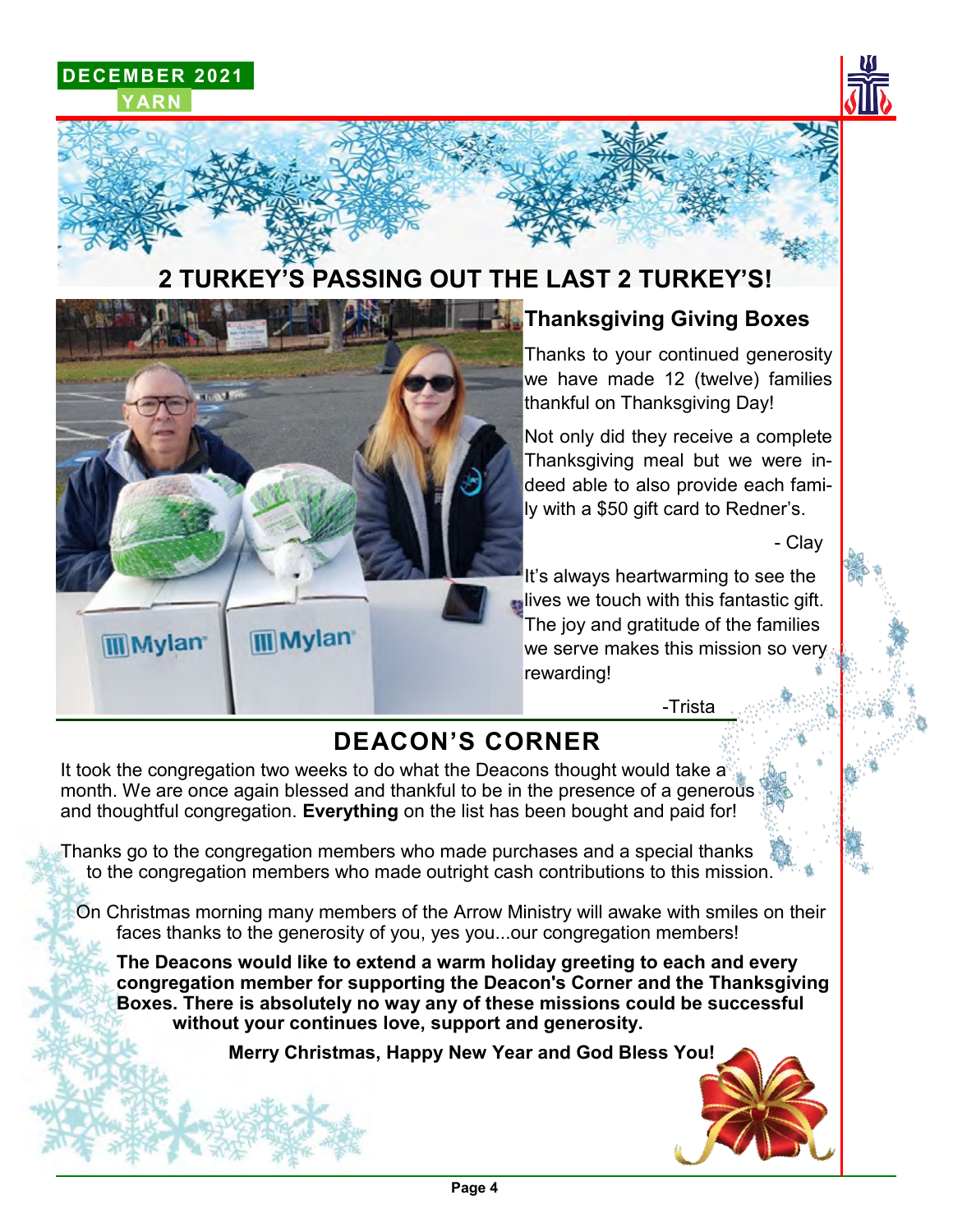## 2 TURKEY'S PASSING OUT THE LAST 2 TURKEY'S!

### Thanksgiving Giving Boxes

Thanks to your continued generosity we have made 12 (twelve) families thankful on Thanksgiving Day!

Not only did they receive a complete Thanksgiving meal but we were indeed able to also provide each family with a $50 gift card to Redner's.

\- Clay

It's always heartwarming to see the lives we touch with this fantastic gift. The joy and gratitude of the families we serve makes this mission so very rewarding!

-Trista

## DEACON'S CORNER

It took the congregation two weeks to do what the Deacons thought would take a month. We are once again blessed and thankful to be in the presence of a generous and thoughtful congregation. **Everything** on the list has been bought and paid for!

Thanks go to the congregation members who made purchases and a special thanks to the congregation members who made outright cash contributions to this mission.

On Christmas morning many members of the Arrow Ministry will awake with smiles on their faces thanks to the generosity of you, yes you...our congregation members!

**The Deacons would like to extend a warm holiday greeting to each and every congregation member for supporting the Deacon's Corner and the Thanksgiving Boxes. There is absolutely no way any of these missions could be successful without your continues love, support and generosity.**

**Merry Christmas, Happy New Year and God Bless You!**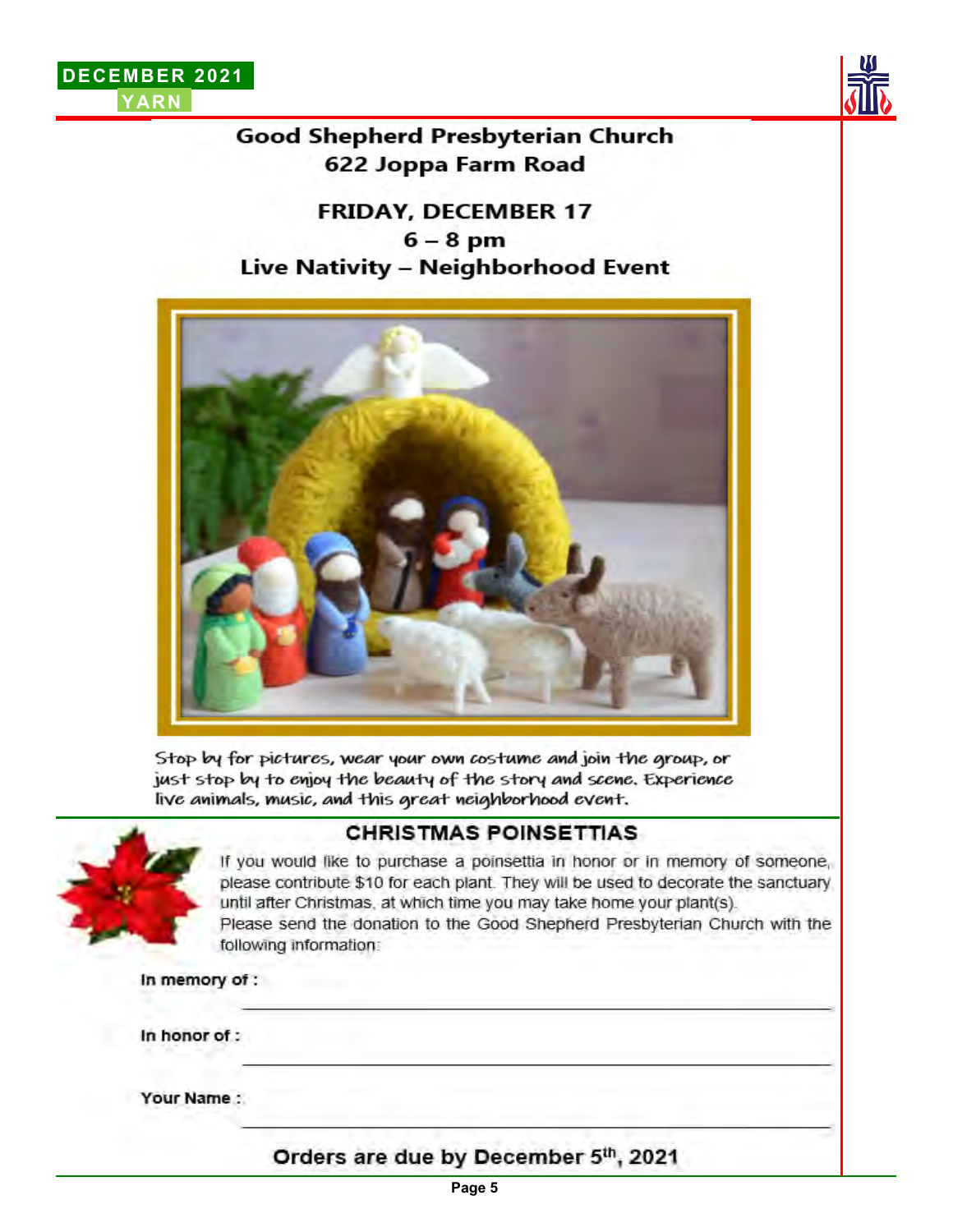## Good Shepherd Presbyterian Church
## 622 Joppa Farm Road

### FRIDAY, DECEMBER 17
### 6 – 8 pm
### Live Nativity – Neighborhood Event

Stop by for pictures, wear your own costume and join the group, or just stop by to enjoy the beauty of the story and scene. Experience live animals, music, and this great neighborhood event.

## CHRISTMAS POINSETTIAS

If you would like to purchase a poinsettia in honor or in memory of someone, please contribute $10 for each plant. They will be used to decorate the sanctuary until after Christmas, at which time you may take home your plant(s).
Please send the donation to the Good Shepherd Presbyterian Church with the following information:

**In memory of :** ______________________________

**In honor of :** ______________________________

**Your Name :** ______________________________

**Orders are due by December 5th, 2021**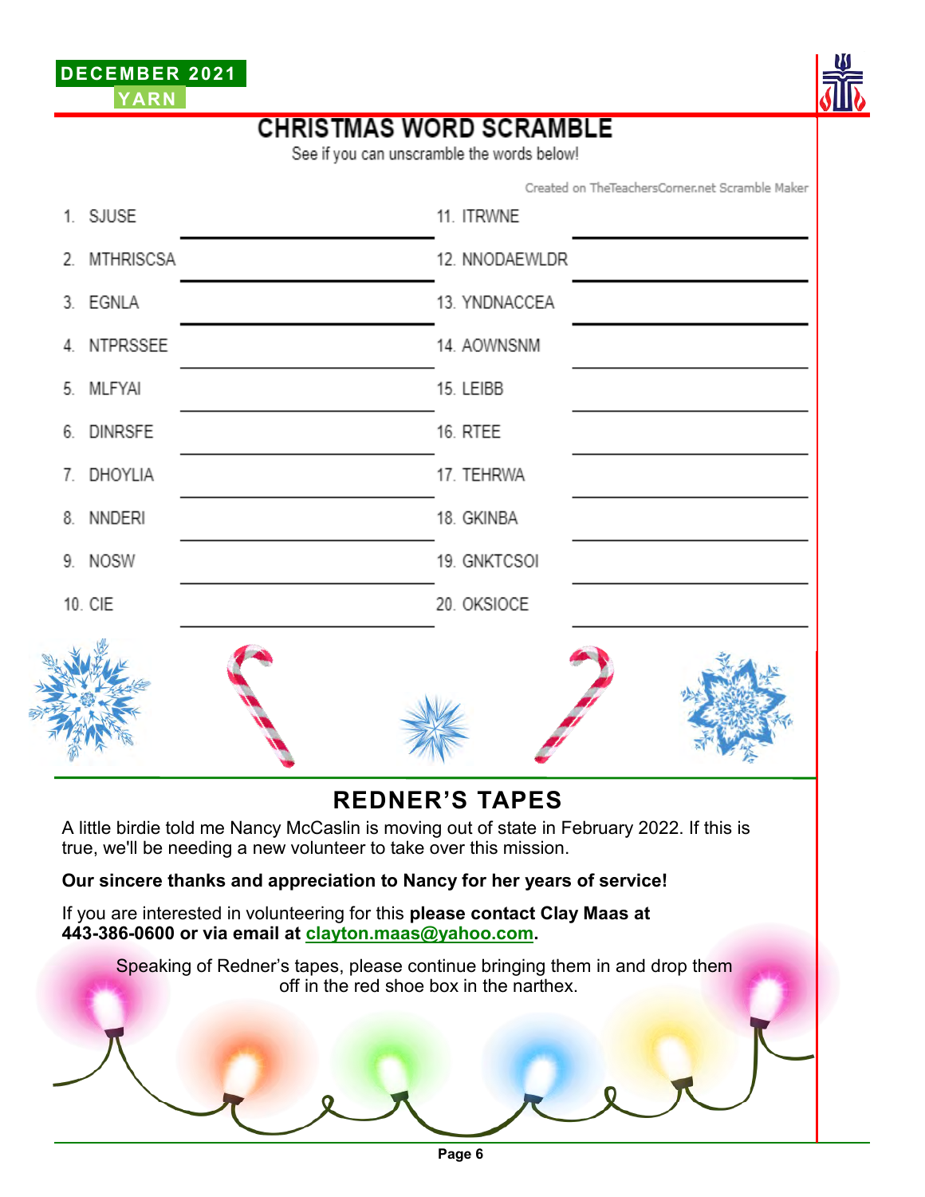# CHRISTMAS WORD SCRAMBLE

See if you can unscramble the words below!

Created on TheTeachersCorner.net Scramble Maker

| | |
|---|---|
| 1. SJUSE ____________ | 11. ITRWNE ____________ |
| 2. MTHRISCSA ____________ | 12. NNODAEWLDR ____________ |
| 3. EGNLA ____________ | 13. YNDNACCEA ____________ |
| 4. NTPRSSEE ____________ | 14. AOWNSNM ____________ |
| 5. MLFYAI ____________ | 15. LEIBB ____________ |
| 6. DINRSFE ____________ | 16. RTEE ____________ |
| 7. DHOYLIA ____________ | 17. TEHRWA ____________ |
| 8. NNDERI ____________ | 18. GKINBA ____________ |
| 9. NOSW ____________ | 19. GNKTCSOI ____________ |
| 10. CIE ____________ | 20. OKSIOCE ____________ |

## REDNER'S TAPES

A little birdie told me Nancy McCaslin is moving out of state in February 2022. If this is true, we'll be needing a new volunteer to take over this mission.

**Our sincere thanks and appreciation to Nancy for her years of service!**

If you are interested in volunteering for this **please contact Clay Maas at 443-386-0600 or via email at clayton.maas@yahoo.com.**

Speaking of Redner's tapes, please continue bringing them in and drop them off in the red shoe box in the narthex.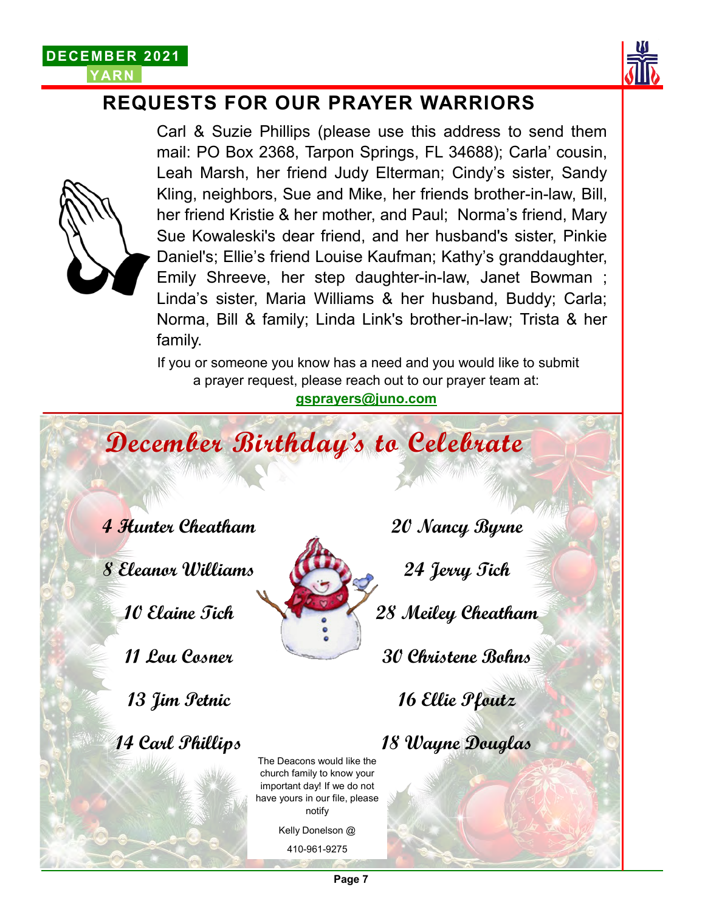## REQUESTS FOR OUR PRAYER WARRIORS

Carl & Suzie Phillips (please use this address to send them mail: PO Box 2368, Tarpon Springs, FL 34688); Carla' cousin, Leah Marsh, her friend Judy Elterman; Cindy's sister, Sandy Kling, neighbors, Sue and Mike, her friends brother-in-law, Bill, her friend Kristie & her mother, and Paul; Norma's friend, Mary Sue Kowaleski's dear friend, and her husband's sister, Pinkie Daniel's; Ellie's friend Louise Kaufman; Kathy's granddaughter, Emily Shreeve, her step daughter-in-law, Janet Bowman ; Linda's sister, Maria Williams & her husband, Buddy; Carla; Norma, Bill & family; Linda Link's brother-in-law; Trista & her family.

If you or someone you know has a need and you would like to submit a prayer request, please reach out to our prayer team at:
**gsprayers@juno.com**

## December Birthday's to Celebrate

4 Hunter Cheatham

8 Eleanor Williams

10 Elaine Tich

11 Lou Cosner

13 Jim Petnic

14 Carl Phillips

20 Nancy Byrne

24 Jerry Tich

28 Meiley Cheatham

30 Christene Bohns

16 Ellie Pfoutz

18 Wayne Douglas

The Deacons would like the church family to know your important day! If we do not have yours in our file, please notify

Kelly Donelson @

410-961-9275